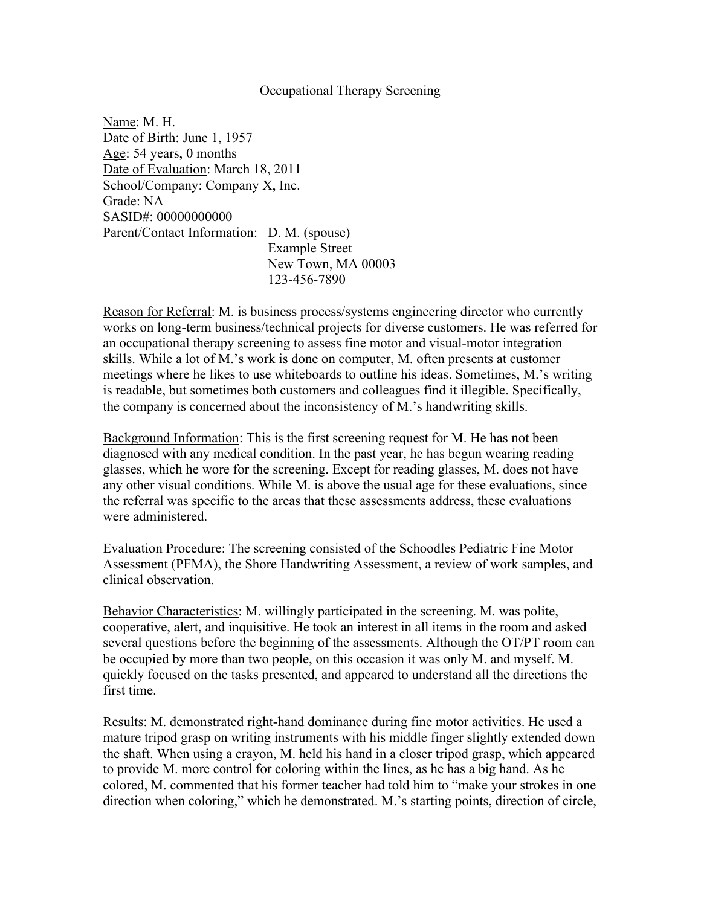# Occupational Therapy Screening

Name: M. H.
Date of Birth: June 1, 1957
Age: 54 years, 0 months
Date of Evaluation: March 18, 2011
School/Company: Company X, Inc.
Grade: NA
SASID#: 00000000000
Parent/Contact Information: D. M. (spouse)
Example Street
New Town, MA 00003
123-456-7890

Reason for Referral: M. is business process/systems engineering director who currently works on long-term business/technical projects for diverse customers. He was referred for an occupational therapy screening to assess fine motor and visual-motor integration skills. While a lot of M.'s work is done on computer, M. often presents at customer meetings where he likes to use whiteboards to outline his ideas. Sometimes, M.'s writing is readable, but sometimes both customers and colleagues find it illegible. Specifically, the company is concerned about the inconsistency of M.'s handwriting skills.

Background Information: This is the first screening request for M. He has not been diagnosed with any medical condition. In the past year, he has begun wearing reading glasses, which he wore for the screening. Except for reading glasses, M. does not have any other visual conditions. While M. is above the usual age for these evaluations, since the referral was specific to the areas that these assessments address, these evaluations were administered.

Evaluation Procedure: The screening consisted of the Schoodles Pediatric Fine Motor Assessment (PFMA), the Shore Handwriting Assessment, a review of work samples, and clinical observation.

Behavior Characteristics: M. willingly participated in the screening. M. was polite, cooperative, alert, and inquisitive. He took an interest in all items in the room and asked several questions before the beginning of the assessments. Although the OT/PT room can be occupied by more than two people, on this occasion it was only M. and myself. M. quickly focused on the tasks presented, and appeared to understand all the directions the first time.

Results: M. demonstrated right-hand dominance during fine motor activities. He used a mature tripod grasp on writing instruments with his middle finger slightly extended down the shaft. When using a crayon, M. held his hand in a closer tripod grasp, which appeared to provide M. more control for coloring within the lines, as he has a big hand. As he colored, M. commented that his former teacher had told him to "make your strokes in one direction when coloring," which he demonstrated. M.'s starting points, direction of circle,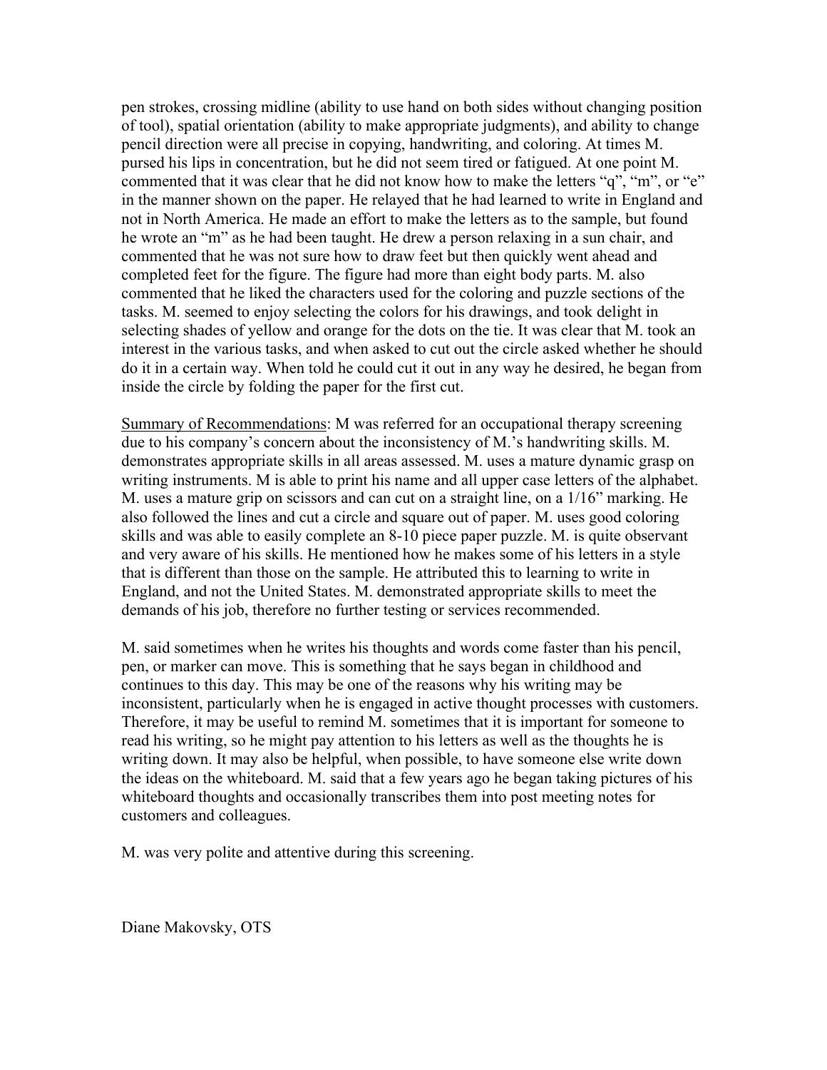pen strokes, crossing midline (ability to use hand on both sides without changing position of tool), spatial orientation (ability to make appropriate judgments), and ability to change pencil direction were all precise in copying, handwriting, and coloring. At times M. pursed his lips in concentration, but he did not seem tired or fatigued. At one point M. commented that it was clear that he did not know how to make the letters “q”, “m”, or “e” in the manner shown on the paper. He relayed that he had learned to write in England and not in North America. He made an effort to make the letters as to the sample, but found he wrote an “m” as he had been taught. He drew a person relaxing in a sun chair, and commented that he was not sure how to draw feet but then quickly went ahead and completed feet for the figure. The figure had more than eight body parts. M. also commented that he liked the characters used for the coloring and puzzle sections of the tasks. M. seemed to enjoy selecting the colors for his drawings, and took delight in selecting shades of yellow and orange for the dots on the tie. It was clear that M. took an interest in the various tasks, and when asked to cut out the circle asked whether he should do it in a certain way. When told he could cut it out in any way he desired, he began from inside the circle by folding the paper for the first cut.

<u>Summary of Recommendations</u>: M was referred for an occupational therapy screening due to his company’s concern about the inconsistency of M.’s handwriting skills. M. demonstrates appropriate skills in all areas assessed. M. uses a mature dynamic grasp on writing instruments. M is able to print his name and all upper case letters of the alphabet. M. uses a mature grip on scissors and can cut on a straight line, on a 1/16” marking. He also followed the lines and cut a circle and square out of paper. M. uses good coloring skills and was able to easily complete an 8-10 piece paper puzzle. M. is quite observant and very aware of his skills. He mentioned how he makes some of his letters in a style that is different than those on the sample. He attributed this to learning to write in England, and not the United States. M. demonstrated appropriate skills to meet the demands of his job, therefore no further testing or services recommended.

M. said sometimes when he writes his thoughts and words come faster than his pencil, pen, or marker can move. This is something that he says began in childhood and continues to this day. This may be one of the reasons why his writing may be inconsistent, particularly when he is engaged in active thought processes with customers. Therefore, it may be useful to remind M. sometimes that it is important for someone to read his writing, so he might pay attention to his letters as well as the thoughts he is writing down. It may also be helpful, when possible, to have someone else write down the ideas on the whiteboard. M. said that a few years ago he began taking pictures of his whiteboard thoughts and occasionally transcribes them into post meeting notes for customers and colleagues.

M. was very polite and attentive during this screening.

Diane Makovsky, OTS